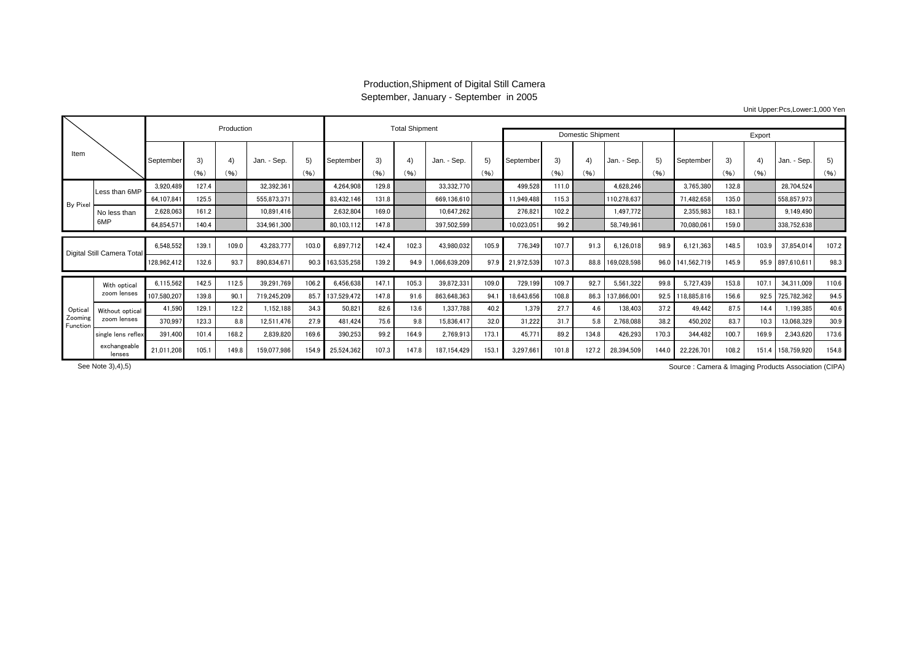# Production,Shipment of Digital Still Camera

September, January - September in 2005

Unit Upper:Pcs,Lower:1,000 Yen

| Item | | Production | | | | | Total Shipment | | | | | Domestic Shipment | | | | | Export | | | | |
|---|---|---|---|---|---|---|---|---|---|---|---|---|---|---|---|---|---|---|---|---|---|
| | | September | 3) (%) | 4) (%) | Jan. - Sep. | 5) (%) | September | 3) (%) | 4) (%) | Jan. - Sep. | 5) (%) | September | 3) (%) | 4) (%) | Jan. - Sep. | 5) (%) | September | 3) (%) | 4) (%) | Jan. - Sep. | 5) (%) |
| By Pixel | Less than 6MP | 3,920,489 | 127.4 | | 32,392,361 | | 4,264,908 | 129.8 | | 33,332,770 | | 499,528 | 111.0 | | 4,628,246 | | 3,765,380 | 132.8 | | 28,704,524 | |
| | | 64,107,841 | 125.5 | | 555,873,371 | | 83,432,146 | 131.8 | | 669,136,610 | | 11,949,488 | 115.3 | | 110,278,637 | | 71,482,658 | 135.0 | | 558,857,973 | |
| | No less than 6MP | 2,628,063 | 161.2 | | 10,891,416 | | 2,632,804 | 169.0 | | 10,647,262 | | 276,821 | 102.2 | | 1,497,772 | | 2,355,983 | 183.1 | | 9,149,490 | |
| | | 64,854,571 | 140.4 | | 334,961,300 | | 80,103,112 | 147.8 | | 397,502,599 | | 10,023,051 | 99.2 | | 58,749,961 | | 70,080,061 | 159.0 | | 338,752,638 | |
| Digital Still Camera Total | | 6,548,552 | 139.1 | 109.0 | 43,283,777 | 103.0 | 6,897,712 | 142.4 | 102.3 | 43,980,032 | 105.9 | 776,349 | 107.7 | 91.3 | 6,126,018 | 98.9 | 6,121,363 | 148.5 | 103.9 | 37,854,014 | 107.2 |
| | | 128,962,412 | 132.6 | 93.7 | 890,834,671 | 90.3 | 163,535,258 | 139.2 | 94.9 | 1,066,639,209 | 97.9 | 21,972,539 | 107.3 | 88.8 | 169,028,598 | 96.0 | 141,562,719 | 145.9 | 95.9 | 897,610,611 | 98.3 |
| Optical Zooming Function | With optical zoom lenses | 6,115,562 | 142.5 | 112.5 | 39,291,769 | 106.2 | 6,456,638 | 147.1 | 105.3 | 39,872,331 | 109.0 | 729,199 | 109.7 | 92.7 | 5,561,322 | 99.8 | 5,727,439 | 153.8 | 107.1 | 34,311,009 | 110.6 |
| | | 107,580,207 | 139.8 | 90.1 | 719,245,209 | 85.7 | 137,529,472 | 147.8 | 91.6 | 863,648,363 | 94.1 | 18,643,656 | 108.8 | 86.3 | 137,866,001 | 92.5 | 118,885,816 | 156.6 | 92.5 | 725,782,362 | 94.5 |
| | Without optical zoom lenses | 41,590 | 129.1 | 12.2 | 1,152,188 | 34.3 | 50,821 | 82.6 | 13.6 | 1,337,788 | 40.2 | 1,379 | 27.7 | 4.6 | 138,403 | 37.2 | 49,442 | 87.5 | 14.4 | 1,199,385 | 40.6 |
| | | 370,997 | 123.3 | 8.8 | 12,511,476 | 27.9 | 481,424 | 75.6 | 9.8 | 15,836,417 | 32.0 | 31,222 | 31.7 | 5.8 | 2,768,088 | 38.2 | 450,202 | 83.7 | 10.3 | 13,068,329 | 30.9 |
| | single lens reflex | 391,400 | 101.4 | 168.2 | 2,839,820 | 169.6 | 390,253 | 99.2 | 164.9 | 2,769,913 | 173.1 | 45,771 | 89.2 | 134.8 | 426,293 | 170.3 | 344,482 | 100.7 | 169.9 | 2,343,620 | 173.6 |
| | exchangeable lenses | 21,011,208 | 105.1 | 149.8 | 159,077,986 | 154.9 | 25,524,362 | 107.3 | 147.8 | 187,154,429 | 153.1 | 3,297,661 | 101.8 | 127.2 | 28,394,509 | 144.0 | 22,226,701 | 108.2 | 151.4 | 158,759,920 | 154.8 |

See Note 3),4),5)

Source : Camera & Imaging Products Association (CIPA)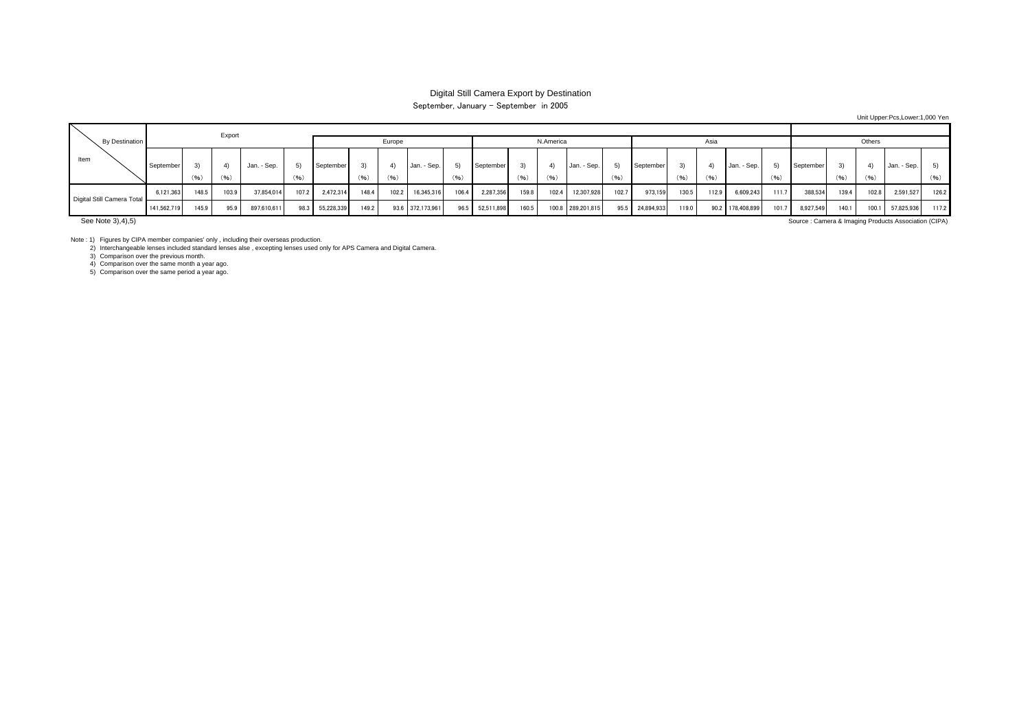# Digital Still Camera Export by Destination

September, January - September in 2005

Unit Upper:Pcs,Lower:1,000 Yen

| By Destination / Item | Export | | | | | Europe | | | | | N.America | | | | | Asia | | | | | Others | | | | |
|---|---|---|---|---|---|---|---|---|---|---|---|---|---|---|---|---|---|---|---|---|---|---|---|---|---|
| | September | 3) (%) | 4) (%) | Jan. - Sep. | 5) (%) | September | 3) (%) | 4) (%) | Jan. - Sep. | 5) (%) | September | 3) (%) | 4) (%) | Jan. - Sep. | 5) (%) | September | 3) (%) | 4) (%) | Jan. - Sep. | 5) (%) | September | 3) (%) | 4) (%) | Jan. - Sep. | 5) (%) |
| Digital Still Camera Total | 6,121,363 | 148.5 | 103.9 | 37,854,014 | 107.2 | 2,472,314 | 148.4 | 102.2 | 16,345,316 | 106.4 | 2,287,356 | 159.8 | 102.4 | 12,307,928 | 102.7 | 973,159 | 130.5 | 112.9 | 6,609,243 | 111.7 | 388,534 | 139.4 | 102.8 | 2,591,527 | 126.2 |
| | 141,562,719 | 145.9 | 95.9 | 897,610,611 | 98.3 | 55,228,339 | 149.2 | 93.6 | 372,173,961 | 96.5 | 52,511,898 | 160.5 | 100.8 | 289,201,815 | 95.5 | 24,894,933 | 119.0 | 90.2 | 178,408,899 | 101.7 | 8,927,549 | 140.1 | 100.1 | 57,825,936 | 117.2 |

See Note 3),4),5)

Source : Camera & Imaging Products Association (CIPA)

Note : 1) Figures by CIPA member companies' only , including their overseas production.

2) Interchangeable lenses included standard lenses alse , excepting lenses used only for APS Camera and Digital Camera.

3) Comparison over the previous month.

4) Comparison over the same month a year ago.

5) Comparison over the same period a year ago.